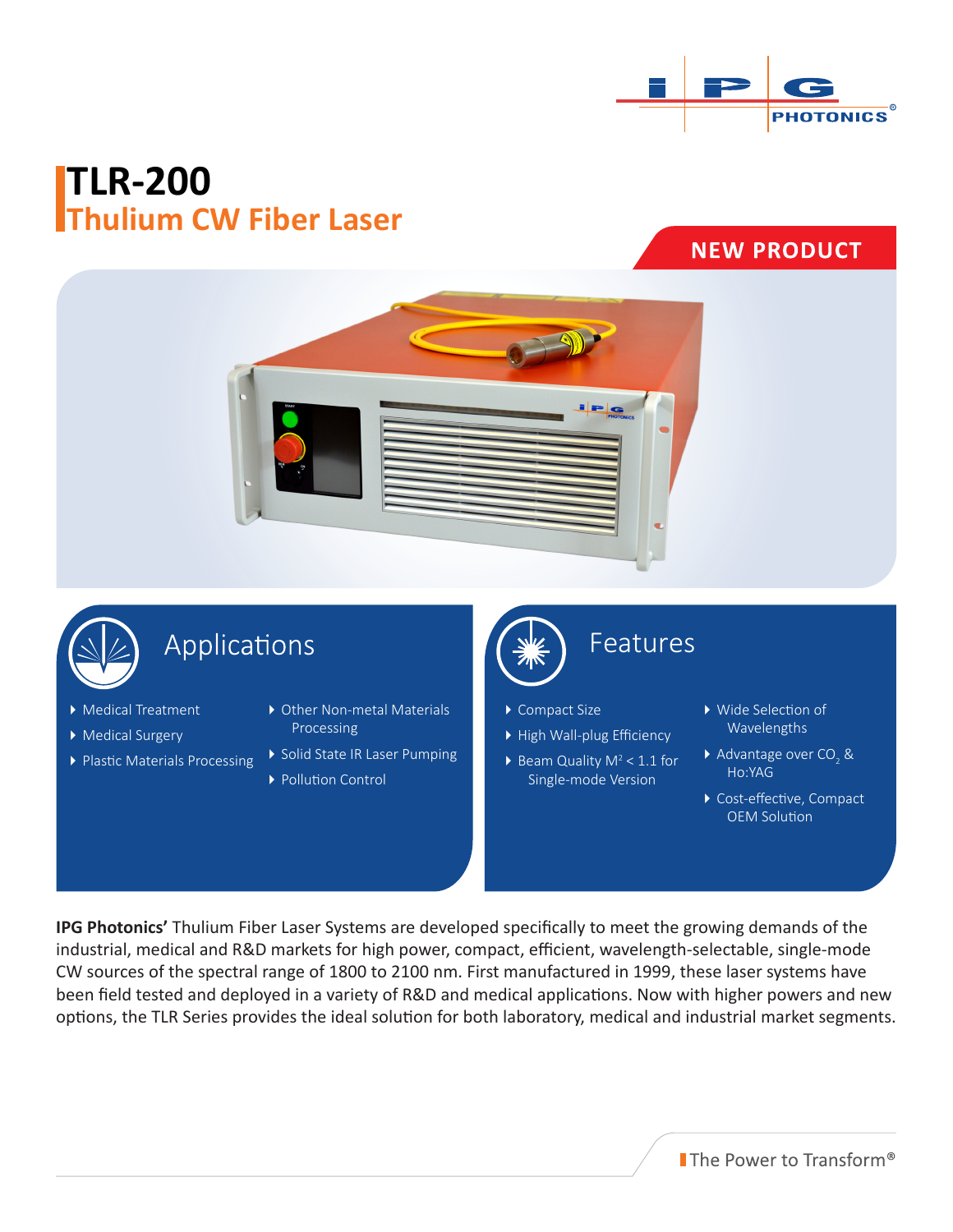# TLR-200

## Thulium CW Fiber Laser

NEW PRODUCT

## Applications

- Medical Treatment
- Medical Surgery
- Plastic Materials Processing
- Other Non-metal Materials Processing
- Solid State IR Laser Pumping
- Pollution Control

## Features

- Compact Size
- High Wall-plug Efficiency
- Beam Quality $M^2 < 1.1$ for Single-mode Version
- Wide Selection of Wavelengths
- Advantage over $CO_2$ & Ho:YAG
- Cost-effective, Compact OEM Solution

**IPG Photonics'** Thulium Fiber Laser Systems are developed specifically to meet the growing demands of the industrial, medical and R&D markets for high power, compact, efficient, wavelength-selectable, single-mode CW sources of the spectral range of 1800 to 2100 nm. First manufactured in 1999, these laser systems have been field tested and deployed in a variety of R&D and medical applications. Now with higher powers and new options, the TLR Series provides the ideal solution for both laboratory, medical and industrial market segments.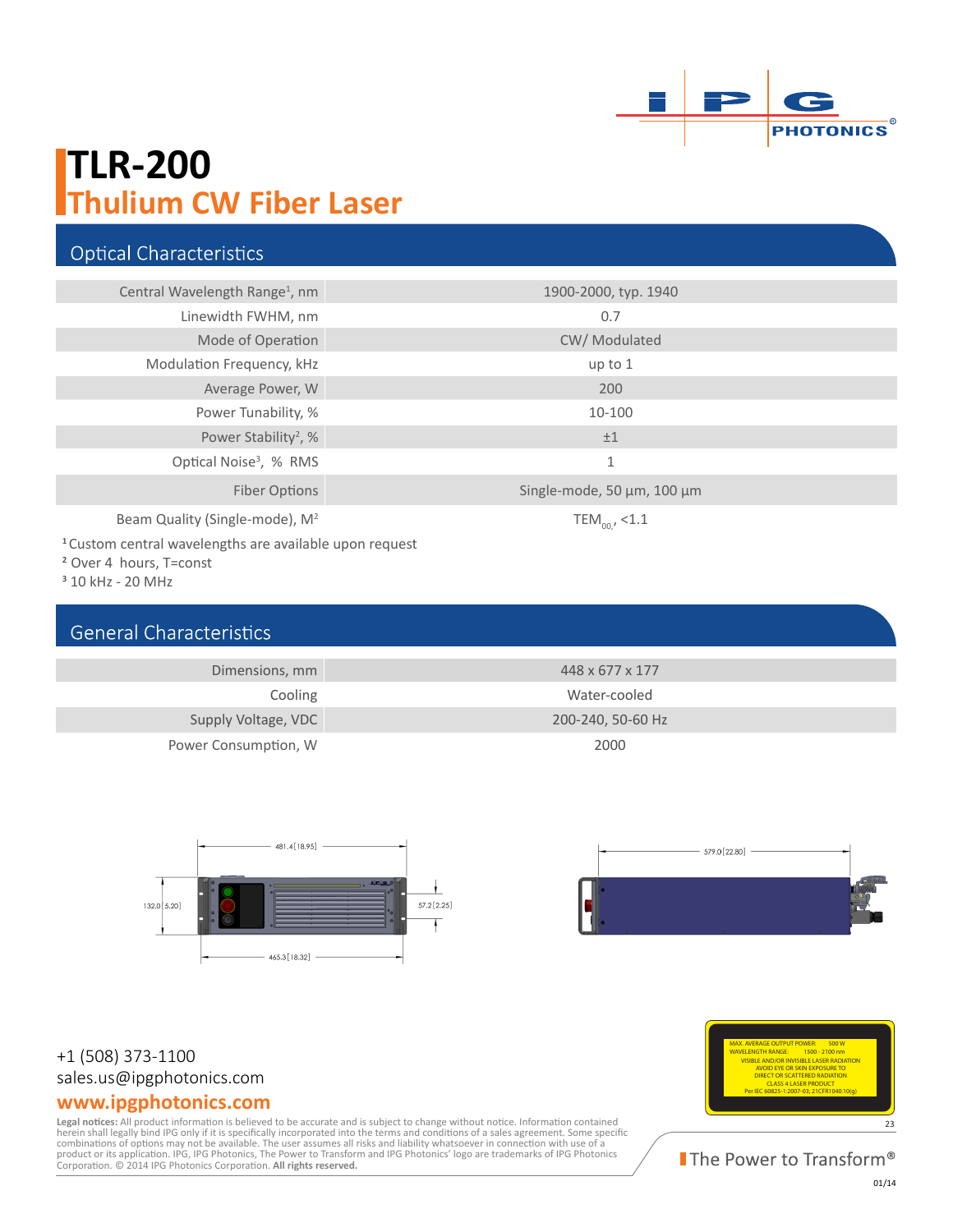# TLR-200

## Thulium CW Fiber Laser

### Optical Characteristics

| | |
|---|---|
| Central Wavelength Range[1], nm | 1900-2000, typ. 1940 |
| Linewidth FWHM, nm | 0.7 |
| Mode of Operation | CW/ Modulated |
| Modulation Frequency, kHz | up to 1 |
| Average Power, W | 200 |
| Power Tunability, % | 10-100 |
| Power Stability[2], % | ±1 |
| Optical Noise[3], % RMS | 1 |
| Fiber Options | Single-mode, 50 µm, 100 µm |
| Beam Quality (Single-mode), $M^2$ | $TEM_{00}$, <1.1 |

[1] Custom central wavelengths are available upon request
[2] Over 4 hours, T=const
[3] 10 kHz - 20 MHz

### General Characteristics

| | |
|---|---|
| Dimensions, mm | 448 x 677 x 177 |
| Cooling | Water-cooled |
| Supply Voltage, VDC | 200-240, 50-60 Hz |
| Power Consumption, W | 2000 |

481.4[18.95]
132.0[5.20]
57.2[2.25]
465.3[18.32]
579.0[22.80]

MAX. AVERAGE OUTPUT POWER: 500 W
WAVELENGTH RANGE: 1500 - 2100 nm
VISIBLE AND/OR INVISIBLE LASER RADIATION
AVOID EYE OR SKIN EXPOSURE TO
DIRECT OR SCATTERED RADIATION
CLASS 4 LASER PRODUCT
Per IEC 60825-1:2007-03, 21CFR1040.10(g)

+1 (508) 373-1100
sales.us@ipgphotonics.com
**www.ipgphotonics.com**

**Legal notices:** All product information is believed to be accurate and is subject to change without notice. Information contained herein shall legally bind IPG only if it is specifically incorporated into the terms and conditions of a sales agreement. Some specific combinations of options may not be available. The user assumes all risks and liability whatsoever in connection with use of a product or its application. IPG, IPG Photonics, The Power to Transform and IPG Photonics' logo are trademarks of IPG Photonics Corporation. © 2014 IPG Photonics Corporation. **All rights reserved.**

The Power to Transform®

01/14